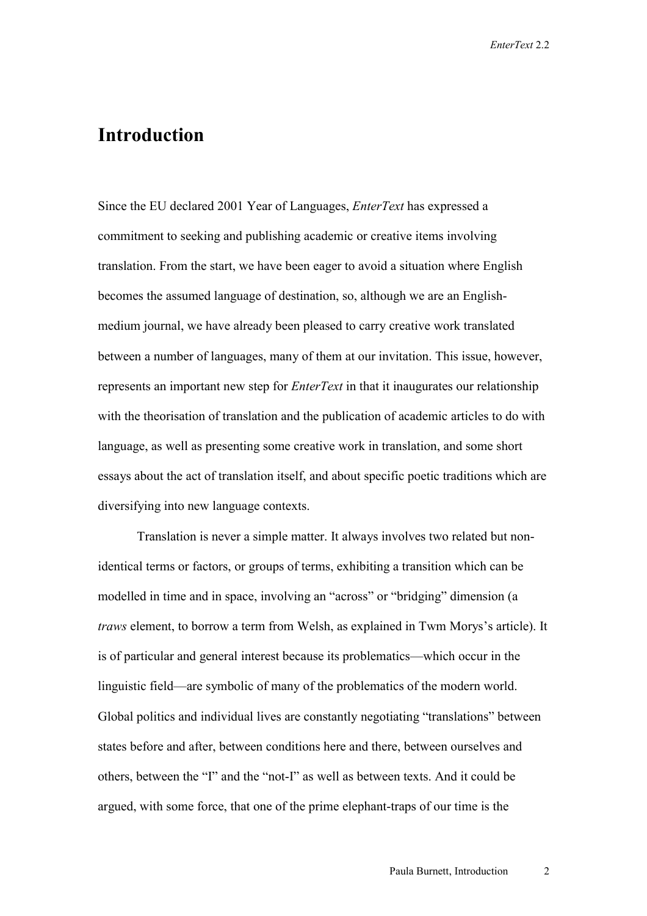# Introduction

Since the EU declared 2001 Year of Languages, *EnterText* has expressed a commitment to seeking and publishing academic or creative items involving translation. From the start, we have been eager to avoid a situation where English becomes the assumed language of destination, so, although we are an English-medium journal, we have already been pleased to carry creative work translated between a number of languages, many of them at our invitation. This issue, however, represents an important new step for *EnterText* in that it inaugurates our relationship with the theorisation of translation and the publication of academic articles to do with language, as well as presenting some creative work in translation, and some short essays about the act of translation itself, and about specific poetic traditions which are diversifying into new language contexts.

Translation is never a simple matter. It always involves two related but non-identical terms or factors, or groups of terms, exhibiting a transition which can be modelled in time and in space, involving an "across" or "bridging" dimension (a *traws* element, to borrow a term from Welsh, as explained in Twm Morys's article). It is of particular and general interest because its problematics—which occur in the linguistic field—are symbolic of many of the problematics of the modern world. Global politics and individual lives are constantly negotiating "translations" between states before and after, between conditions here and there, between ourselves and others, between the "I" and the "not-I" as well as between texts. And it could be argued, with some force, that one of the prime elephant-traps of our time is the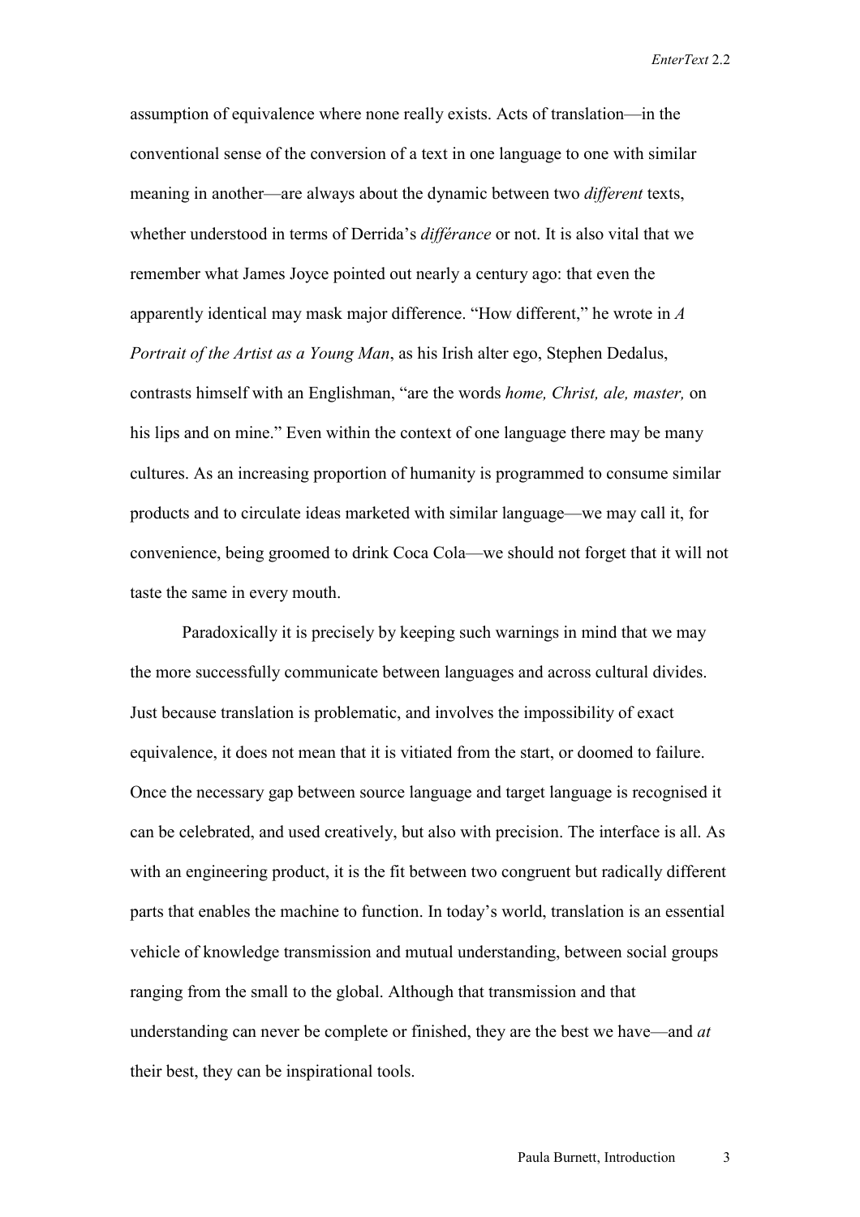assumption of equivalence where none really exists. Acts of translation—in the conventional sense of the conversion of a text in one language to one with similar meaning in another—are always about the dynamic between two *different* texts, whether understood in terms of Derrida's *différance* or not. It is also vital that we remember what James Joyce pointed out nearly a century ago: that even the apparently identical may mask major difference. "How different," he wrote in *A Portrait of the Artist as a Young Man*, as his Irish alter ego, Stephen Dedalus, contrasts himself with an Englishman, "are the words *home, Christ, ale, master,* on his lips and on mine." Even within the context of one language there may be many cultures. As an increasing proportion of humanity is programmed to consume similar products and to circulate ideas marketed with similar language—we may call it, for convenience, being groomed to drink Coca Cola—we should not forget that it will not taste the same in every mouth.

Paradoxically it is precisely by keeping such warnings in mind that we may the more successfully communicate between languages and across cultural divides. Just because translation is problematic, and involves the impossibility of exact equivalence, it does not mean that it is vitiated from the start, or doomed to failure. Once the necessary gap between source language and target language is recognised it can be celebrated, and used creatively, but also with precision. The interface is all. As with an engineering product, it is the fit between two congruent but radically different parts that enables the machine to function. In today's world, translation is an essential vehicle of knowledge transmission and mutual understanding, between social groups ranging from the small to the global. Although that transmission and that understanding can never be complete or finished, they are the best we have—and *at* their best, they can be inspirational tools.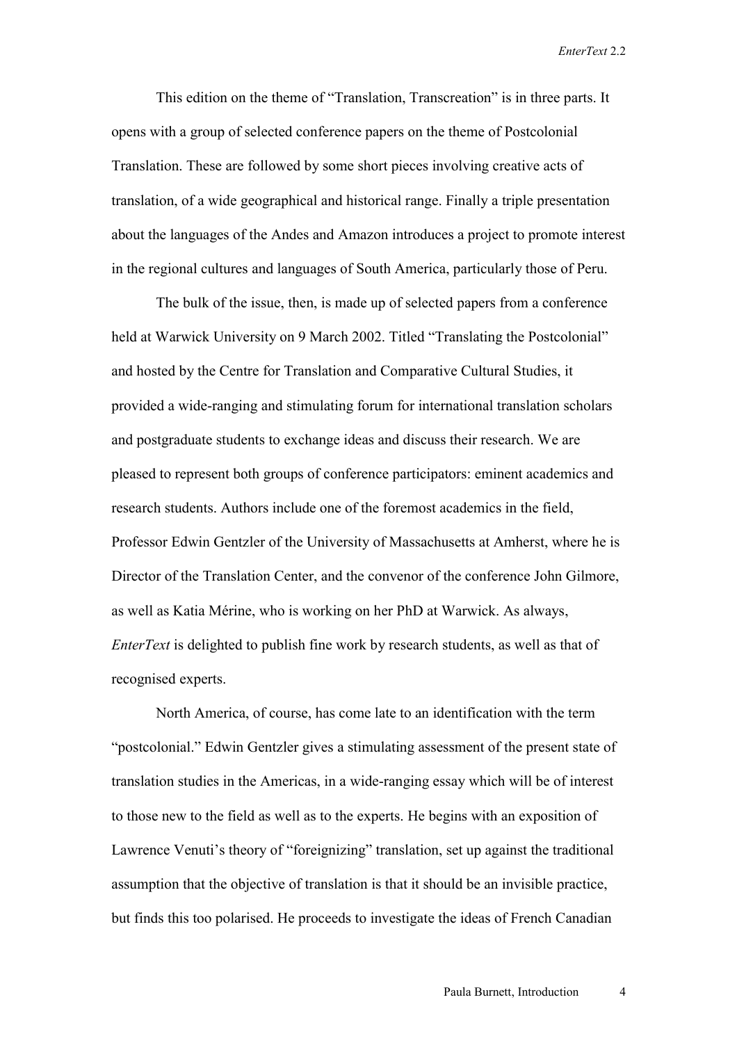This edition on the theme of "Translation, Transcreation" is in three parts. It opens with a group of selected conference papers on the theme of Postcolonial Translation. These are followed by some short pieces involving creative acts of translation, of a wide geographical and historical range. Finally a triple presentation about the languages of the Andes and Amazon introduces a project to promote interest in the regional cultures and languages of South America, particularly those of Peru.

The bulk of the issue, then, is made up of selected papers from a conference held at Warwick University on 9 March 2002. Titled "Translating the Postcolonial" and hosted by the Centre for Translation and Comparative Cultural Studies, it provided a wide-ranging and stimulating forum for international translation scholars and postgraduate students to exchange ideas and discuss their research. We are pleased to represent both groups of conference participators: eminent academics and research students. Authors include one of the foremost academics in the field, Professor Edwin Gentzler of the University of Massachusetts at Amherst, where he is Director of the Translation Center, and the convenor of the conference John Gilmore, as well as Katia Mérine, who is working on her PhD at Warwick. As always, *EnterText* is delighted to publish fine work by research students, as well as that of recognised experts.

North America, of course, has come late to an identification with the term "postcolonial." Edwin Gentzler gives a stimulating assessment of the present state of translation studies in the Americas, in a wide-ranging essay which will be of interest to those new to the field as well as to the experts. He begins with an exposition of Lawrence Venuti's theory of "foreignizing" translation, set up against the traditional assumption that the objective of translation is that it should be an invisible practice, but finds this too polarised. He proceeds to investigate the ideas of French Canadian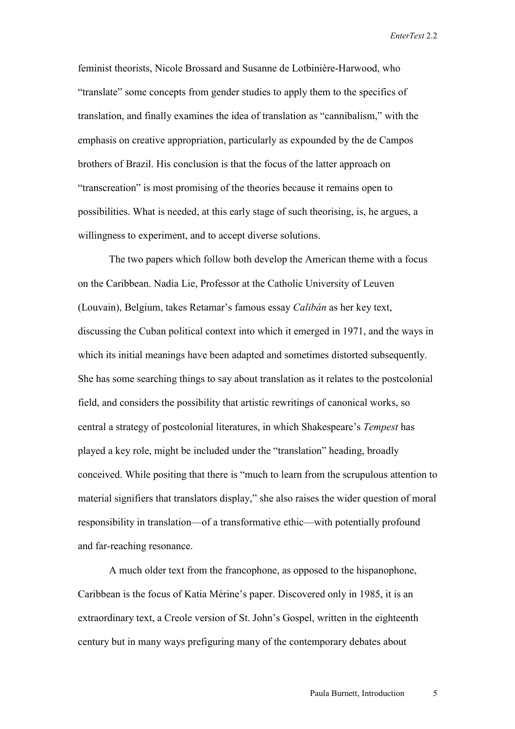feminist theorists, Nicole Brossard and Susanne de Lotbinière-Harwood, who "translate" some concepts from gender studies to apply them to the specifics of translation, and finally examines the idea of translation as "cannibalism," with the emphasis on creative appropriation, particularly as expounded by the de Campos brothers of Brazil. His conclusion is that the focus of the latter approach on "transcreation" is most promising of the theories because it remains open to possibilities. What is needed, at this early stage of such theorising, is, he argues, a willingness to experiment, and to accept diverse solutions.

The two papers which follow both develop the American theme with a focus on the Caribbean. Nadia Lie, Professor at the Catholic University of Leuven (Louvain), Belgium, takes Retamar's famous essay *Calibán* as her key text, discussing the Cuban political context into which it emerged in 1971, and the ways in which its initial meanings have been adapted and sometimes distorted subsequently. She has some searching things to say about translation as it relates to the postcolonial field, and considers the possibility that artistic rewritings of canonical works, so central a strategy of postcolonial literatures, in which Shakespeare's *Tempest* has played a key role, might be included under the "translation" heading, broadly conceived. While positing that there is "much to learn from the scrupulous attention to material signifiers that translators display," she also raises the wider question of moral responsibility in translation—of a transformative ethic—with potentially profound and far-reaching resonance.

A much older text from the francophone, as opposed to the hispanophone, Caribbean is the focus of Katia Mérine's paper. Discovered only in 1985, it is an extraordinary text, a Creole version of St. John's Gospel, written in the eighteenth century but in many ways prefiguring many of the contemporary debates about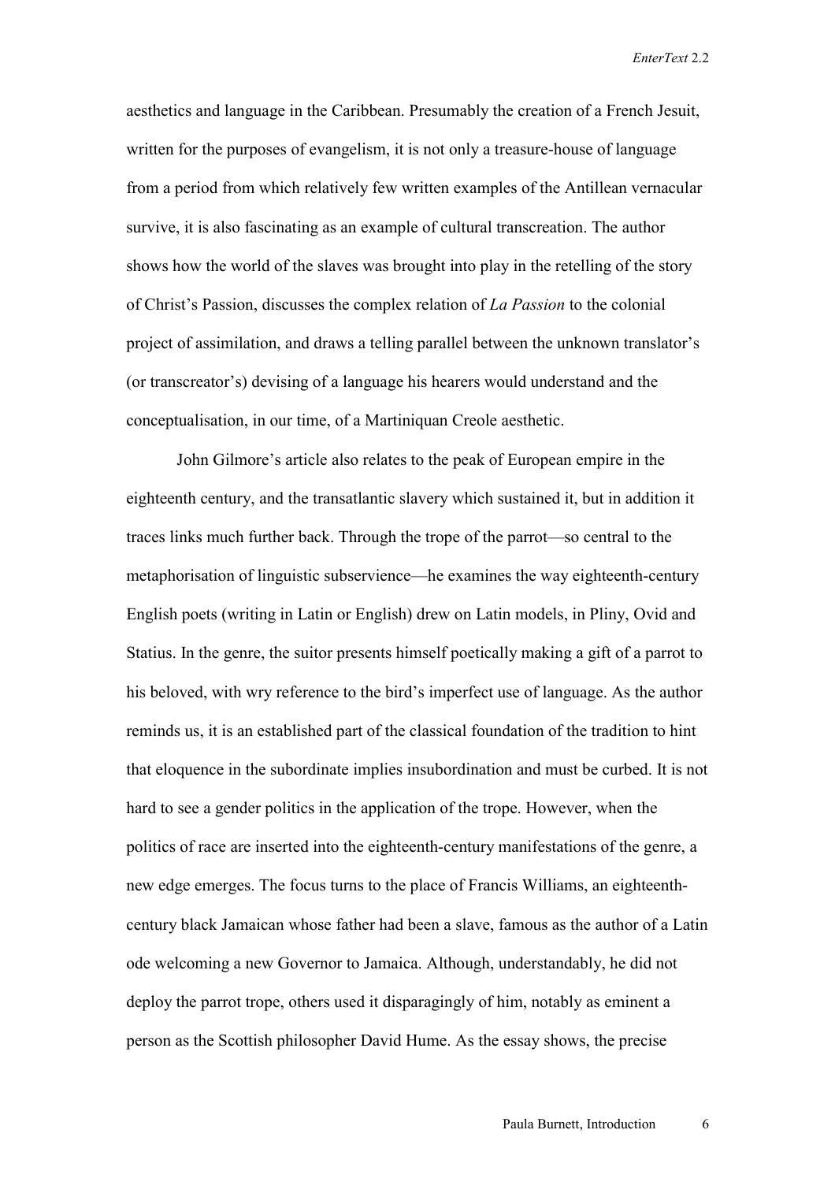aesthetics and language in the Caribbean. Presumably the creation of a French Jesuit, written for the purposes of evangelism, it is not only a treasure-house of language from a period from which relatively few written examples of the Antillean vernacular survive, it is also fascinating as an example of cultural transcreation. The author shows how the world of the slaves was brought into play in the retelling of the story of Christ's Passion, discusses the complex relation of *La Passion* to the colonial project of assimilation, and draws a telling parallel between the unknown translator's (or transcreator's) devising of a language his hearers would understand and the conceptualisation, in our time, of a Martiniquan Creole aesthetic.

John Gilmore's article also relates to the peak of European empire in the eighteenth century, and the transatlantic slavery which sustained it, but in addition it traces links much further back. Through the trope of the parrot—so central to the metaphorisation of linguistic subservience—he examines the way eighteenth-century English poets (writing in Latin or English) drew on Latin models, in Pliny, Ovid and Statius. In the genre, the suitor presents himself poetically making a gift of a parrot to his beloved, with wry reference to the bird's imperfect use of language. As the author reminds us, it is an established part of the classical foundation of the tradition to hint that eloquence in the subordinate implies insubordination and must be curbed. It is not hard to see a gender politics in the application of the trope. However, when the politics of race are inserted into the eighteenth-century manifestations of the genre, a new edge emerges. The focus turns to the place of Francis Williams, an eighteenth-century black Jamaican whose father had been a slave, famous as the author of a Latin ode welcoming a new Governor to Jamaica. Although, understandably, he did not deploy the parrot trope, others used it disparagingly of him, notably as eminent a person as the Scottish philosopher David Hume. As the essay shows, the precise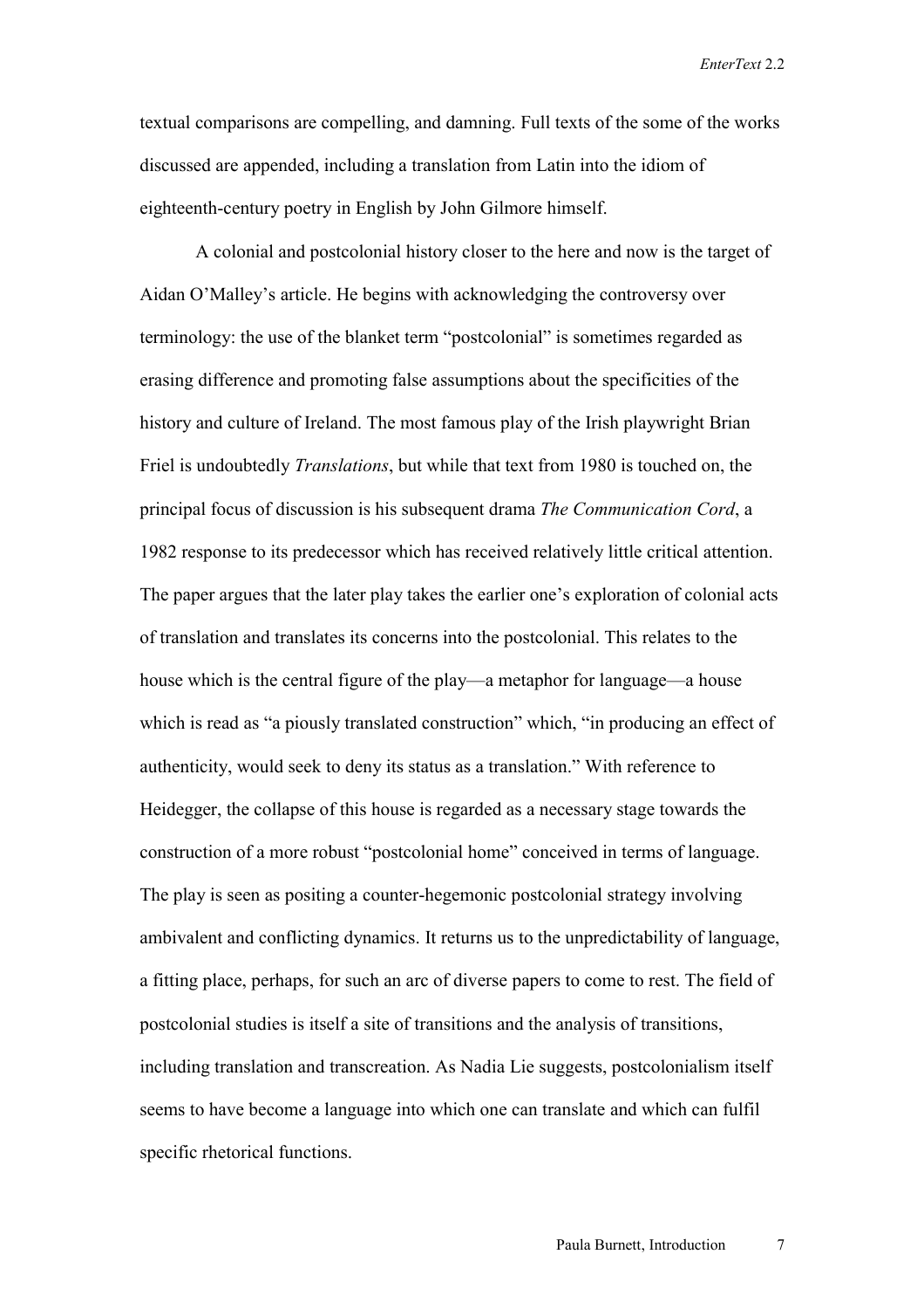textual comparisons are compelling, and damning. Full texts of the some of the works discussed are appended, including a translation from Latin into the idiom of eighteenth-century poetry in English by John Gilmore himself.

A colonial and postcolonial history closer to the here and now is the target of Aidan O'Malley's article. He begins with acknowledging the controversy over terminology: the use of the blanket term "postcolonial" is sometimes regarded as erasing difference and promoting false assumptions about the specificities of the history and culture of Ireland. The most famous play of the Irish playwright Brian Friel is undoubtedly *Translations*, but while that text from 1980 is touched on, the principal focus of discussion is his subsequent drama *The Communication Cord*, a 1982 response to its predecessor which has received relatively little critical attention. The paper argues that the later play takes the earlier one's exploration of colonial acts of translation and translates its concerns into the postcolonial. This relates to the house which is the central figure of the play—a metaphor for language—a house which is read as "a piously translated construction" which, "in producing an effect of authenticity, would seek to deny its status as a translation." With reference to Heidegger, the collapse of this house is regarded as a necessary stage towards the construction of a more robust "postcolonial home" conceived in terms of language. The play is seen as positing a counter-hegemonic postcolonial strategy involving ambivalent and conflicting dynamics. It returns us to the unpredictability of language, a fitting place, perhaps, for such an arc of diverse papers to come to rest. The field of postcolonial studies is itself a site of transitions and the analysis of transitions, including translation and transcreation. As Nadia Lie suggests, postcolonialism itself seems to have become a language into which one can translate and which can fulfil specific rhetorical functions.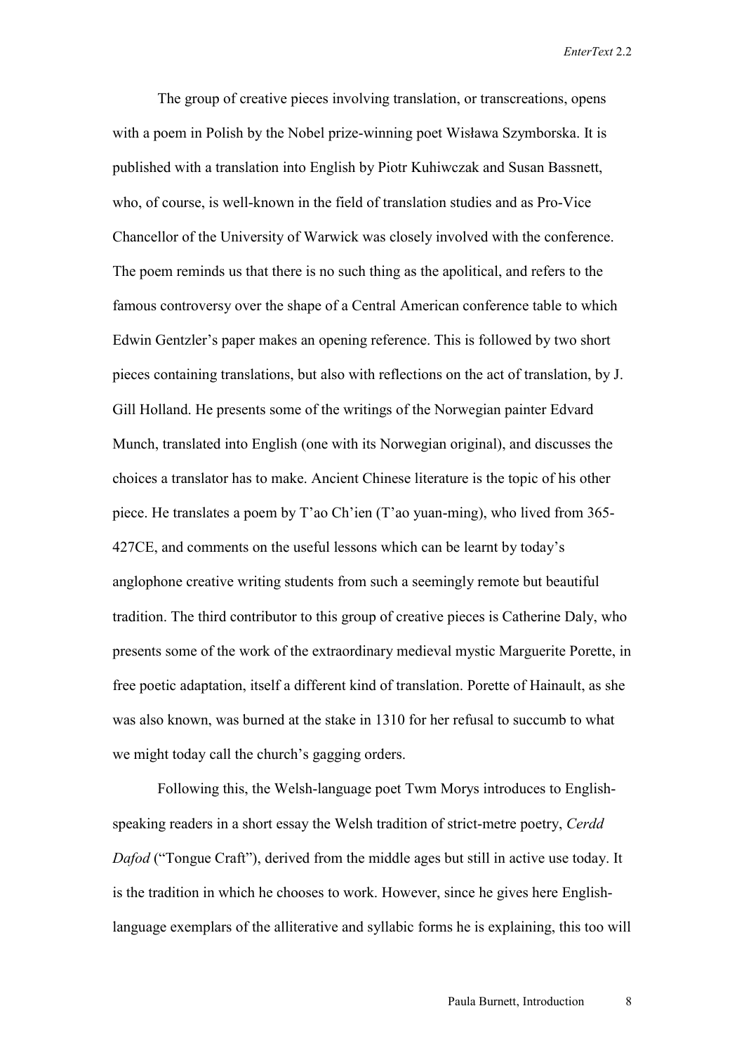The group of creative pieces involving translation, or transcreations, opens with a poem in Polish by the Nobel prize-winning poet Wisława Szymborska. It is published with a translation into English by Piotr Kuhiwczak and Susan Bassnett, who, of course, is well-known in the field of translation studies and as Pro-Vice Chancellor of the University of Warwick was closely involved with the conference. The poem reminds us that there is no such thing as the apolitical, and refers to the famous controversy over the shape of a Central American conference table to which Edwin Gentzler's paper makes an opening reference. This is followed by two short pieces containing translations, but also with reflections on the act of translation, by J. Gill Holland. He presents some of the writings of the Norwegian painter Edvard Munch, translated into English (one with its Norwegian original), and discusses the choices a translator has to make. Ancient Chinese literature is the topic of his other piece. He translates a poem by T'ao Ch'ien (T'ao yuan-ming), who lived from 365-427CE, and comments on the useful lessons which can be learnt by today's anglophone creative writing students from such a seemingly remote but beautiful tradition. The third contributor to this group of creative pieces is Catherine Daly, who presents some of the work of the extraordinary medieval mystic Marguerite Porette, in free poetic adaptation, itself a different kind of translation. Porette of Hainault, as she was also known, was burned at the stake in 1310 for her refusal to succumb to what we might today call the church's gagging orders.

Following this, the Welsh-language poet Twm Morys introduces to English-speaking readers in a short essay the Welsh tradition of strict-metre poetry, *Cerdd Dafod* ("Tongue Craft"), derived from the middle ages but still in active use today. It is the tradition in which he chooses to work. However, since he gives here English-language exemplars of the alliterative and syllabic forms he is explaining, this too will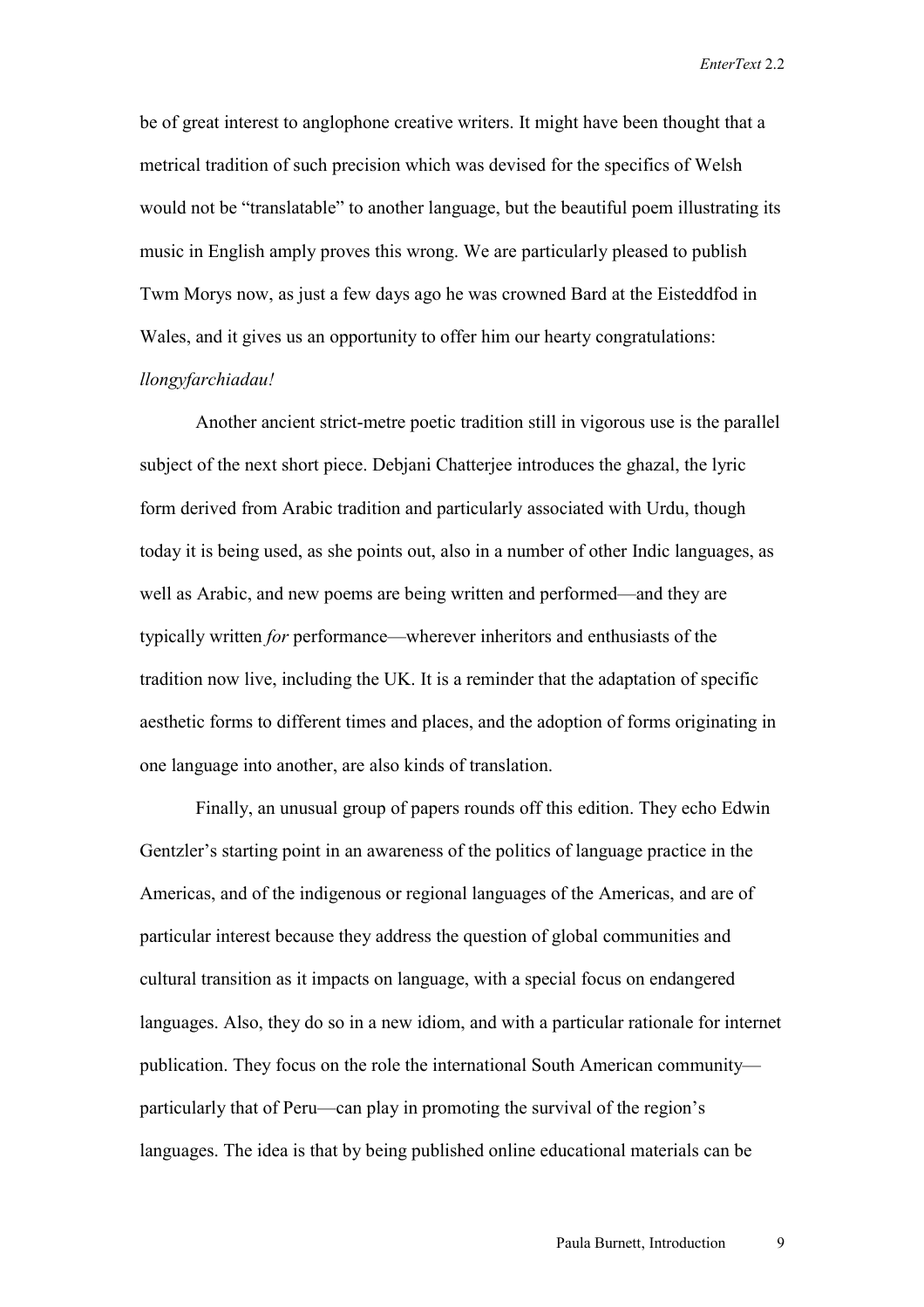be of great interest to anglophone creative writers. It might have been thought that a metrical tradition of such precision which was devised for the specifics of Welsh would not be "translatable" to another language, but the beautiful poem illustrating its music in English amply proves this wrong. We are particularly pleased to publish Twm Morys now, as just a few days ago he was crowned Bard at the Eisteddfod in Wales, and it gives us an opportunity to offer him our hearty congratulations: *llongyfarchiadau!*

Another ancient strict-metre poetic tradition still in vigorous use is the parallel subject of the next short piece. Debjani Chatterjee introduces the ghazal, the lyric form derived from Arabic tradition and particularly associated with Urdu, though today it is being used, as she points out, also in a number of other Indic languages, as well as Arabic, and new poems are being written and performed—and they are typically written *for* performance—wherever inheritors and enthusiasts of the tradition now live, including the UK. It is a reminder that the adaptation of specific aesthetic forms to different times and places, and the adoption of forms originating in one language into another, are also kinds of translation.

Finally, an unusual group of papers rounds off this edition. They echo Edwin Gentzler's starting point in an awareness of the politics of language practice in the Americas, and of the indigenous or regional languages of the Americas, and are of particular interest because they address the question of global communities and cultural transition as it impacts on language, with a special focus on endangered languages. Also, they do so in a new idiom, and with a particular rationale for internet publication. They focus on the role the international South American community—particularly that of Peru—can play in promoting the survival of the region's languages. The idea is that by being published online educational materials can be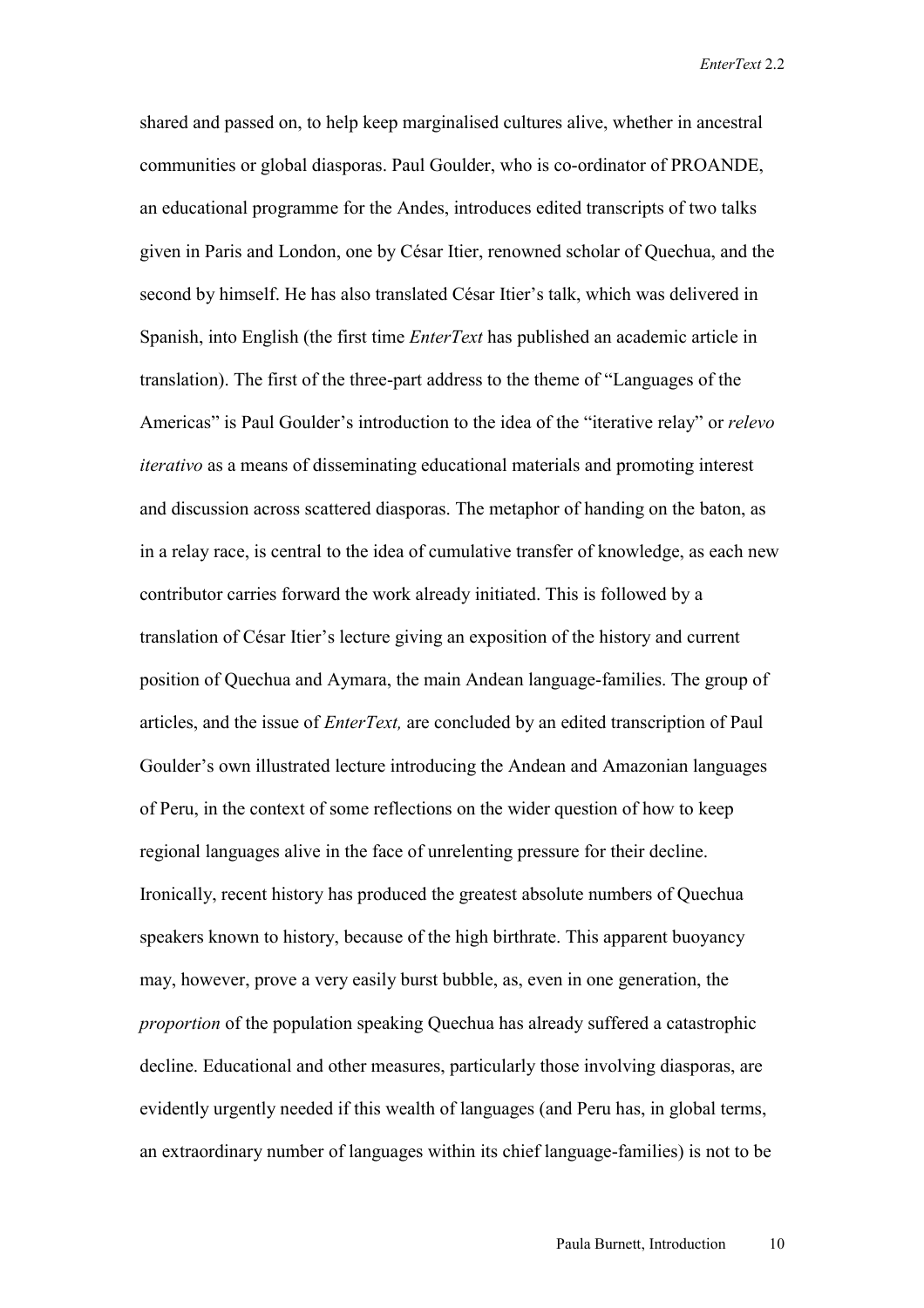shared and passed on, to help keep marginalised cultures alive, whether in ancestral communities or global diasporas. Paul Goulder, who is co-ordinator of PROANDE, an educational programme for the Andes, introduces edited transcripts of two talks given in Paris and London, one by César Itier, renowned scholar of Quechua, and the second by himself. He has also translated César Itier's talk, which was delivered in Spanish, into English (the first time *EnterText* has published an academic article in translation). The first of the three-part address to the theme of "Languages of the Americas" is Paul Goulder's introduction to the idea of the "iterative relay" or *relevo iterativo* as a means of disseminating educational materials and promoting interest and discussion across scattered diasporas. The metaphor of handing on the baton, as in a relay race, is central to the idea of cumulative transfer of knowledge, as each new contributor carries forward the work already initiated. This is followed by a translation of César Itier's lecture giving an exposition of the history and current position of Quechua and Aymara, the main Andean language-families. The group of articles, and the issue of *EnterText,* are concluded by an edited transcription of Paul Goulder's own illustrated lecture introducing the Andean and Amazonian languages of Peru, in the context of some reflections on the wider question of how to keep regional languages alive in the face of unrelenting pressure for their decline. Ironically, recent history has produced the greatest absolute numbers of Quechua speakers known to history, because of the high birthrate. This apparent buoyancy may, however, prove a very easily burst bubble, as, even in one generation, the *proportion* of the population speaking Quechua has already suffered a catastrophic decline. Educational and other measures, particularly those involving diasporas, are evidently urgently needed if this wealth of languages (and Peru has, in global terms, an extraordinary number of languages within its chief language-families) is not to be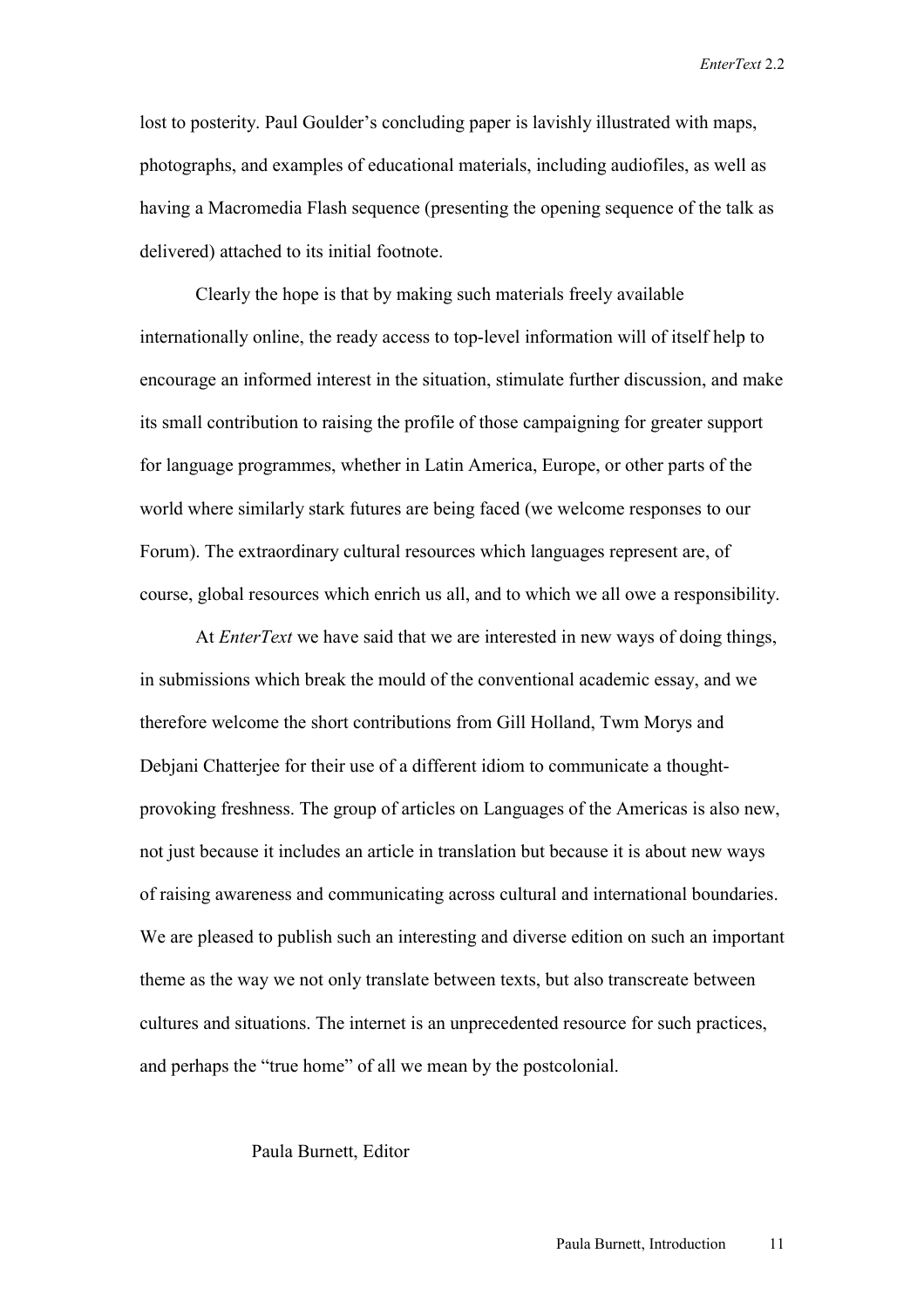lost to posterity. Paul Goulder's concluding paper is lavishly illustrated with maps, photographs, and examples of educational materials, including audiofiles, as well as having a Macromedia Flash sequence (presenting the opening sequence of the talk as delivered) attached to its initial footnote.

Clearly the hope is that by making such materials freely available internationally online, the ready access to top-level information will of itself help to encourage an informed interest in the situation, stimulate further discussion, and make its small contribution to raising the profile of those campaigning for greater support for language programmes, whether in Latin America, Europe, or other parts of the world where similarly stark futures are being faced (we welcome responses to our Forum). The extraordinary cultural resources which languages represent are, of course, global resources which enrich us all, and to which we all owe a responsibility.

At *EnterText* we have said that we are interested in new ways of doing things, in submissions which break the mould of the conventional academic essay, and we therefore welcome the short contributions from Gill Holland, Twm Morys and Debjani Chatterjee for their use of a different idiom to communicate a thought-provoking freshness. The group of articles on Languages of the Americas is also new, not just because it includes an article in translation but because it is about new ways of raising awareness and communicating across cultural and international boundaries. We are pleased to publish such an interesting and diverse edition on such an important theme as the way we not only translate between texts, but also transcreate between cultures and situations. The internet is an unprecedented resource for such practices, and perhaps the "true home" of all we mean by the postcolonial.

Paula Burnett, Editor